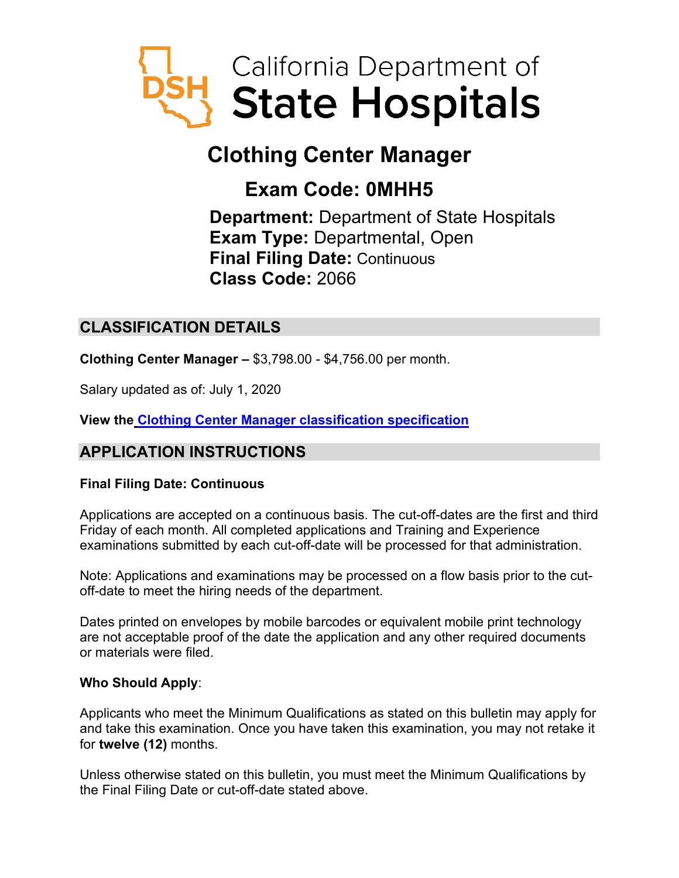California Department of
# State Hospitals

## Clothing Center Manager

### Exam Code: 0MHH5

**Department:** Department of State Hospitals
**Exam Type:** Departmental, Open
**Final Filing Date:** Continuous
**Class Code:** 2066

## CLASSIFICATION DETAILS

**Clothing Center Manager –** $3,798.00 - $4,756.00 per month.

Salary updated as of: July 1, 2020

**View the Clothing Center Manager classification specification**

## APPLICATION INSTRUCTIONS

**Final Filing Date: Continuous**

Applications are accepted on a continuous basis. The cut-off-dates are the first and third Friday of each month. All completed applications and Training and Experience examinations submitted by each cut-off-date will be processed for that administration.

Note: Applications and examinations may be processed on a flow basis prior to the cut-off-date to meet the hiring needs of the department.

Dates printed on envelopes by mobile barcodes or equivalent mobile print technology are not acceptable proof of the date the application and any other required documents or materials were filed.

**Who Should Apply**:

Applicants who meet the Minimum Qualifications as stated on this bulletin may apply for and take this examination. Once you have taken this examination, you may not retake it for **twelve (12)** months.

Unless otherwise stated on this bulletin, you must meet the Minimum Qualifications by the Final Filing Date or cut-off-date stated above.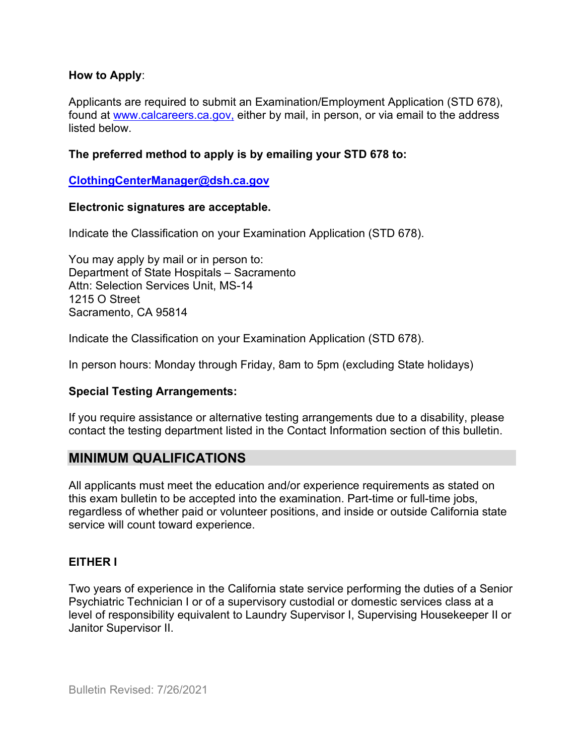**How to Apply**:

Applicants are required to submit an Examination/Employment Application (STD 678), found at [www.calcareers.ca.gov,](http://www.calcareers.ca.gov) either by mail, in person, or via email to the address listed below.

**The preferred method to apply is by emailing your STD 678 to:**

**[ClothingCenterManager@dsh.ca.gov](mailto:ClothingCenterManager@dsh.ca.gov)**

**Electronic signatures are acceptable.**

Indicate the Classification on your Examination Application (STD 678).

You may apply by mail or in person to:
Department of State Hospitals – Sacramento
Attn: Selection Services Unit, MS-14
1215 O Street
Sacramento, CA 95814

Indicate the Classification on your Examination Application (STD 678).

In person hours: Monday through Friday, 8am to 5pm (excluding State holidays)

**Special Testing Arrangements:**

If you require assistance or alternative testing arrangements due to a disability, please contact the testing department listed in the Contact Information section of this bulletin.

## MINIMUM QUALIFICATIONS

All applicants must meet the education and/or experience requirements as stated on this exam bulletin to be accepted into the examination. Part-time or full-time jobs, regardless of whether paid or volunteer positions, and inside or outside California state service will count toward experience.

**EITHER I**

Two years of experience in the California state service performing the duties of a Senior Psychiatric Technician I or of a supervisory custodial or domestic services class at a level of responsibility equivalent to Laundry Supervisor I, Supervising Housekeeper II or Janitor Supervisor II.

Bulletin Revised: 7/26/2021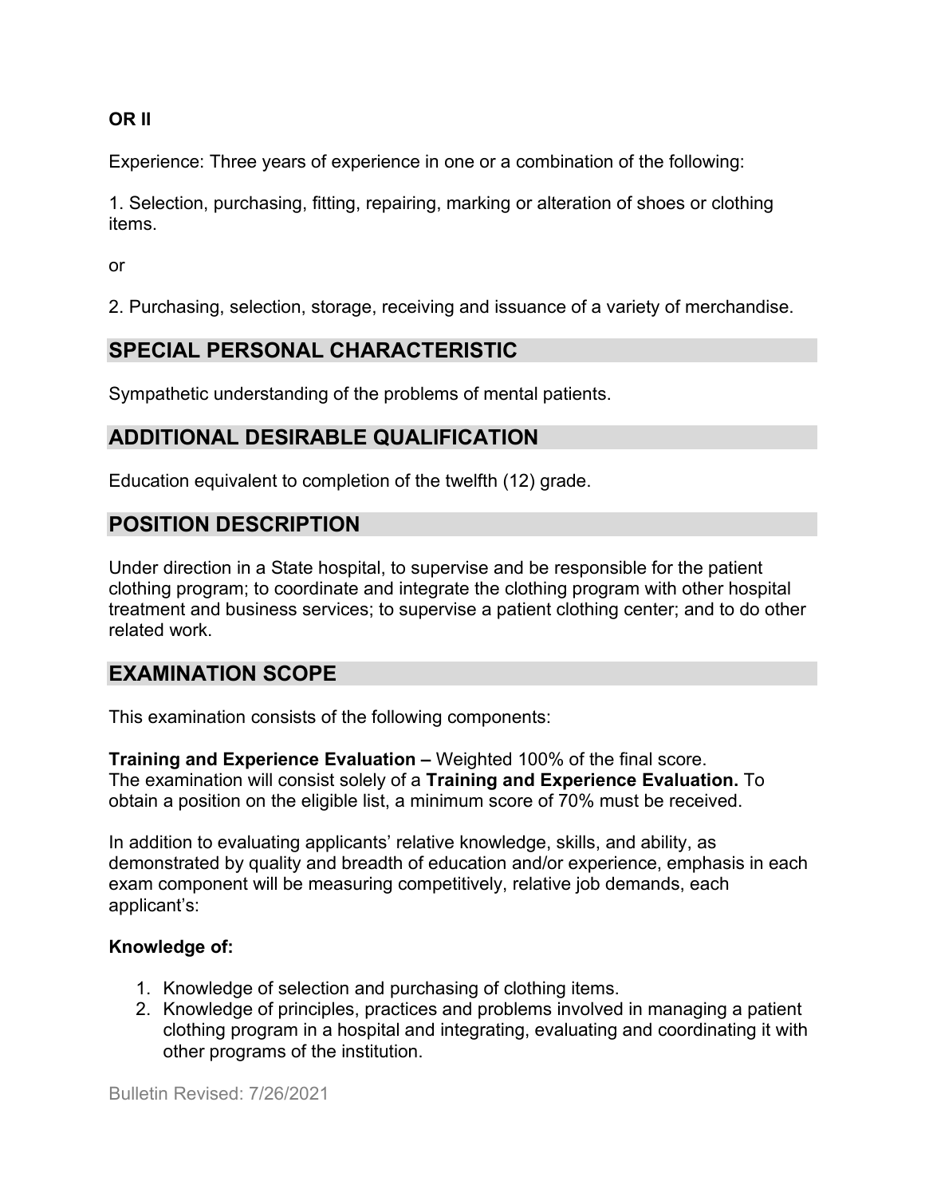**OR II**

Experience: Three years of experience in one or a combination of the following:

1. Selection, purchasing, fitting, repairing, marking or alteration of shoes or clothing items.

or

2. Purchasing, selection, storage, receiving and issuance of a variety of merchandise.

## SPECIAL PERSONAL CHARACTERISTIC

Sympathetic understanding of the problems of mental patients.

## ADDITIONAL DESIRABLE QUALIFICATION

Education equivalent to completion of the twelfth (12) grade.

## POSITION DESCRIPTION

Under direction in a State hospital, to supervise and be responsible for the patient clothing program; to coordinate and integrate the clothing program with other hospital treatment and business services; to supervise a patient clothing center; and to do other related work.

## EXAMINATION SCOPE

This examination consists of the following components:

**Training and Experience Evaluation –** Weighted 100% of the final score.
The examination will consist solely of a **Training and Experience Evaluation.** To obtain a position on the eligible list, a minimum score of 70% must be received.

In addition to evaluating applicants' relative knowledge, skills, and ability, as demonstrated by quality and breadth of education and/or experience, emphasis in each exam component will be measuring competitively, relative job demands, each applicant's:

**Knowledge of:**

1. Knowledge of selection and purchasing of clothing items.
2. Knowledge of principles, practices and problems involved in managing a patient clothing program in a hospital and integrating, evaluating and coordinating it with other programs of the institution.

Bulletin Revised: 7/26/2021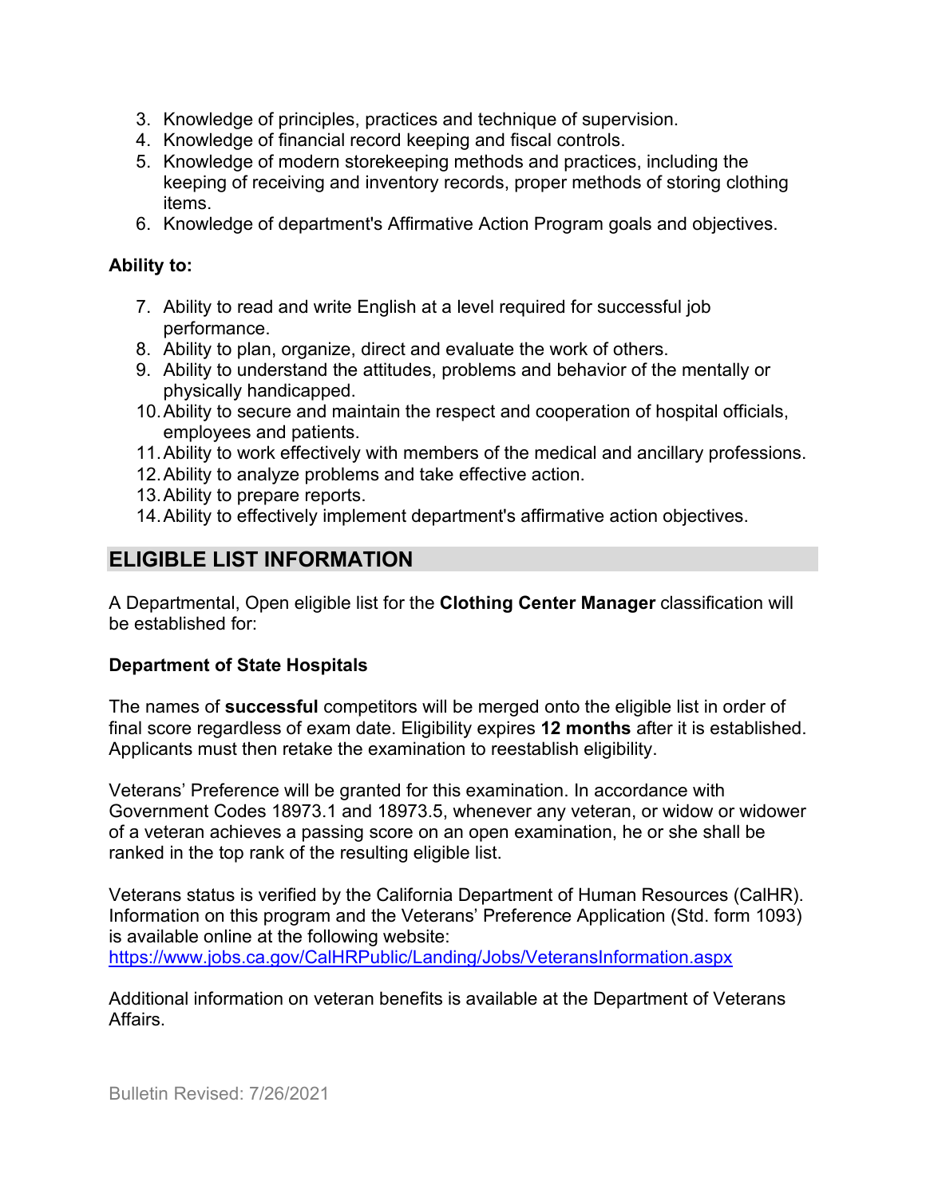3. Knowledge of principles, practices and technique of supervision.
4. Knowledge of financial record keeping and fiscal controls.
5. Knowledge of modern storekeeping methods and practices, including the keeping of receiving and inventory records, proper methods of storing clothing items.
6. Knowledge of department's Affirmative Action Program goals and objectives.

**Ability to:**

7. Ability to read and write English at a level required for successful job performance.
8. Ability to plan, organize, direct and evaluate the work of others.
9. Ability to understand the attitudes, problems and behavior of the mentally or physically handicapped.
10. Ability to secure and maintain the respect and cooperation of hospital officials, employees and patients.
11. Ability to work effectively with members of the medical and ancillary professions.
12. Ability to analyze problems and take effective action.
13. Ability to prepare reports.
14. Ability to effectively implement department's affirmative action objectives.

## ELIGIBLE LIST INFORMATION

A Departmental, Open eligible list for the **Clothing Center Manager** classification will be established for:

**Department of State Hospitals**

The names of **successful** competitors will be merged onto the eligible list in order of final score regardless of exam date. Eligibility expires **12 months** after it is established. Applicants must then retake the examination to reestablish eligibility.

Veterans' Preference will be granted for this examination. In accordance with Government Codes 18973.1 and 18973.5, whenever any veteran, or widow or widower of a veteran achieves a passing score on an open examination, he or she shall be ranked in the top rank of the resulting eligible list.

Veterans status is verified by the California Department of Human Resources (CalHR). Information on this program and the Veterans' Preference Application (Std. form 1093) is available online at the following website:
https://www.jobs.ca.gov/CalHRPublic/Landing/Jobs/VeteransInformation.aspx

Additional information on veteran benefits is available at the Department of Veterans Affairs.

Bulletin Revised: 7/26/2021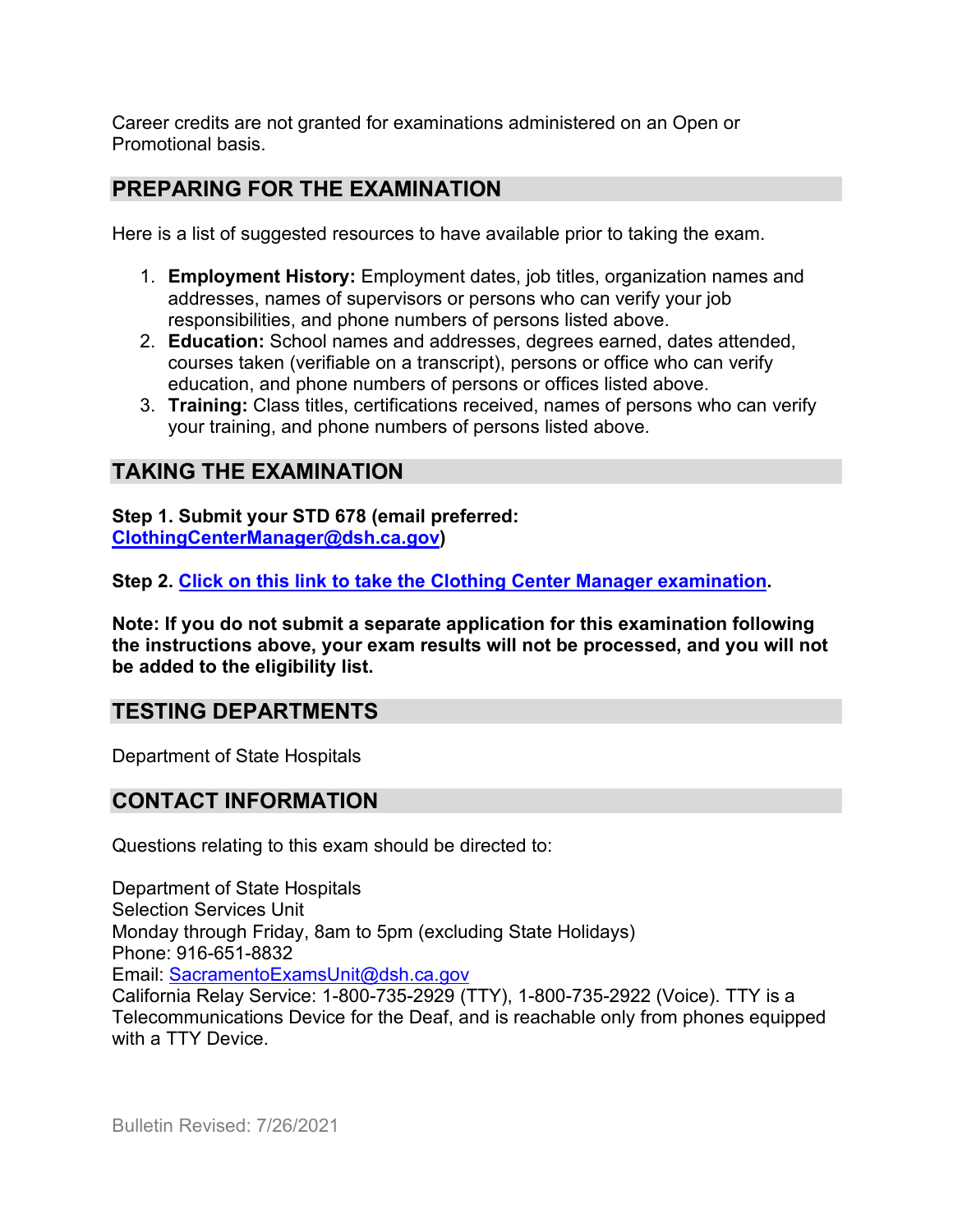Career credits are not granted for examinations administered on an Open or Promotional basis.

## PREPARING FOR THE EXAMINATION

Here is a list of suggested resources to have available prior to taking the exam.

1. **Employment History:** Employment dates, job titles, organization names and addresses, names of supervisors or persons who can verify your job responsibilities, and phone numbers of persons listed above.
2. **Education:** School names and addresses, degrees earned, dates attended, courses taken (verifiable on a transcript), persons or office who can verify education, and phone numbers of persons or offices listed above.
3. **Training:** Class titles, certifications received, names of persons who can verify your training, and phone numbers of persons listed above.

## TAKING THE EXAMINATION

**Step 1. Submit your STD 678 (email preferred: [ClothingCenterManager@dsh.ca.gov](mailto:ClothingCenterManager@dsh.ca.gov))**

**Step 2. Click on this link to take the Clothing Center Manager examination.**

**Note: If you do not submit a separate application for this examination following the instructions above, your exam results will not be processed, and you will not be added to the eligibility list.**

## TESTING DEPARTMENTS

Department of State Hospitals

## CONTACT INFORMATION

Questions relating to this exam should be directed to:

Department of State Hospitals
Selection Services Unit
Monday through Friday, 8am to 5pm (excluding State Holidays)
Phone: 916-651-8832
Email: [SacramentoExamsUnit@dsh.ca.gov](mailto:SacramentoExamsUnit@dsh.ca.gov)
California Relay Service: 1-800-735-2929 (TTY), 1-800-735-2922 (Voice). TTY is a Telecommunications Device for the Deaf, and is reachable only from phones equipped with a TTY Device.

Bulletin Revised: 7/26/2021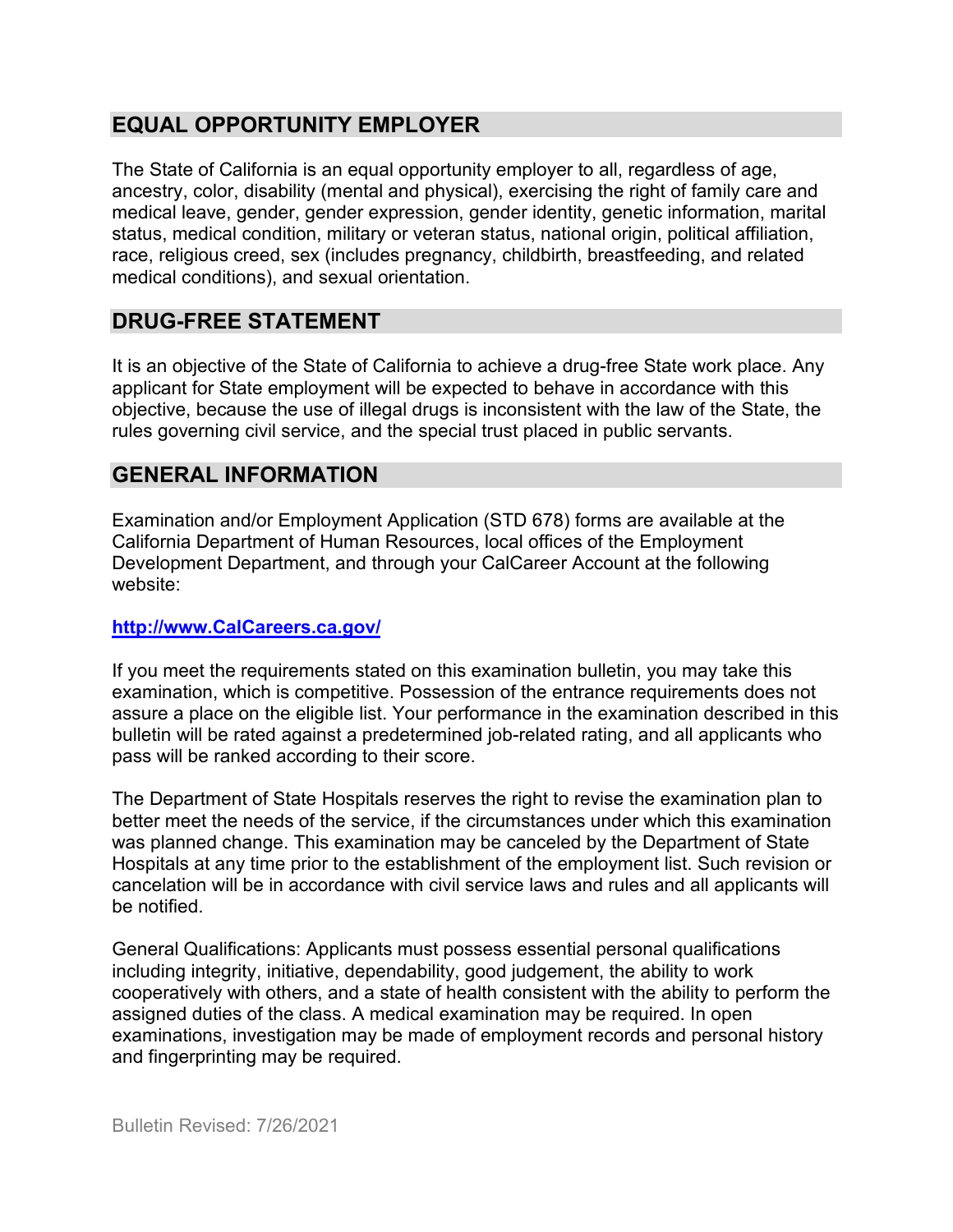## EQUAL OPPORTUNITY EMPLOYER

The State of California is an equal opportunity employer to all, regardless of age, ancestry, color, disability (mental and physical), exercising the right of family care and medical leave, gender, gender expression, gender identity, genetic information, marital status, medical condition, military or veteran status, national origin, political affiliation, race, religious creed, sex (includes pregnancy, childbirth, breastfeeding, and related medical conditions), and sexual orientation.

## DRUG-FREE STATEMENT

It is an objective of the State of California to achieve a drug-free State work place. Any applicant for State employment will be expected to behave in accordance with this objective, because the use of illegal drugs is inconsistent with the law of the State, the rules governing civil service, and the special trust placed in public servants.

## GENERAL INFORMATION

Examination and/or Employment Application (STD 678) forms are available at the California Department of Human Resources, local offices of the Employment Development Department, and through your CalCareer Account at the following website:

**http://www.CalCareers.ca.gov/**

If you meet the requirements stated on this examination bulletin, you may take this examination, which is competitive. Possession of the entrance requirements does not assure a place on the eligible list. Your performance in the examination described in this bulletin will be rated against a predetermined job-related rating, and all applicants who pass will be ranked according to their score.

The Department of State Hospitals reserves the right to revise the examination plan to better meet the needs of the service, if the circumstances under which this examination was planned change. This examination may be canceled by the Department of State Hospitals at any time prior to the establishment of the employment list. Such revision or cancelation will be in accordance with civil service laws and rules and all applicants will be notified.

General Qualifications: Applicants must possess essential personal qualifications including integrity, initiative, dependability, good judgement, the ability to work cooperatively with others, and a state of health consistent with the ability to perform the assigned duties of the class. A medical examination may be required. In open examinations, investigation may be made of employment records and personal history and fingerprinting may be required.

Bulletin Revised: 7/26/2021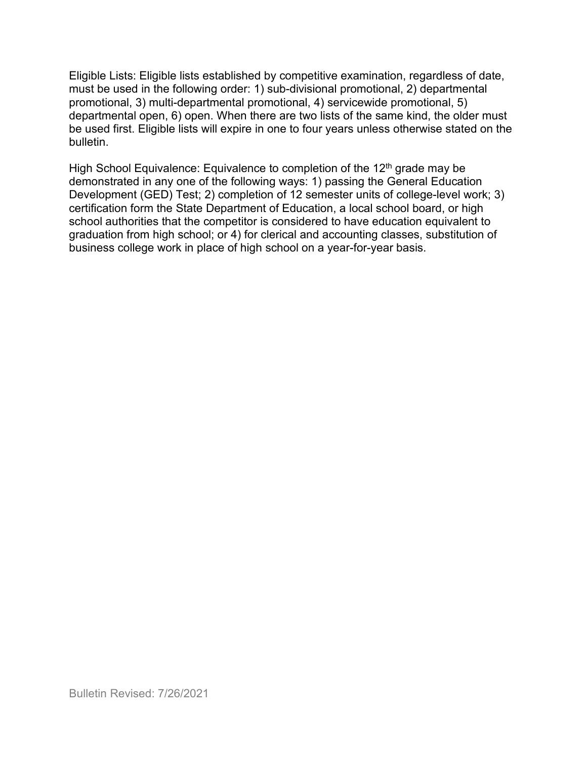Eligible Lists: Eligible lists established by competitive examination, regardless of date, must be used in the following order: 1) sub-divisional promotional, 2) departmental promotional, 3) multi-departmental promotional, 4) servicewide promotional, 5) departmental open, 6) open. When there are two lists of the same kind, the older must be used first. Eligible lists will expire in one to four years unless otherwise stated on the bulletin.

High School Equivalence: Equivalence to completion of the 12th grade may be demonstrated in any one of the following ways: 1) passing the General Education Development (GED) Test; 2) completion of 12 semester units of college-level work; 3) certification form the State Department of Education, a local school board, or high school authorities that the competitor is considered to have education equivalent to graduation from high school; or 4) for clerical and accounting classes, substitution of business college work in place of high school on a year-for-year basis.

Bulletin Revised: 7/26/2021